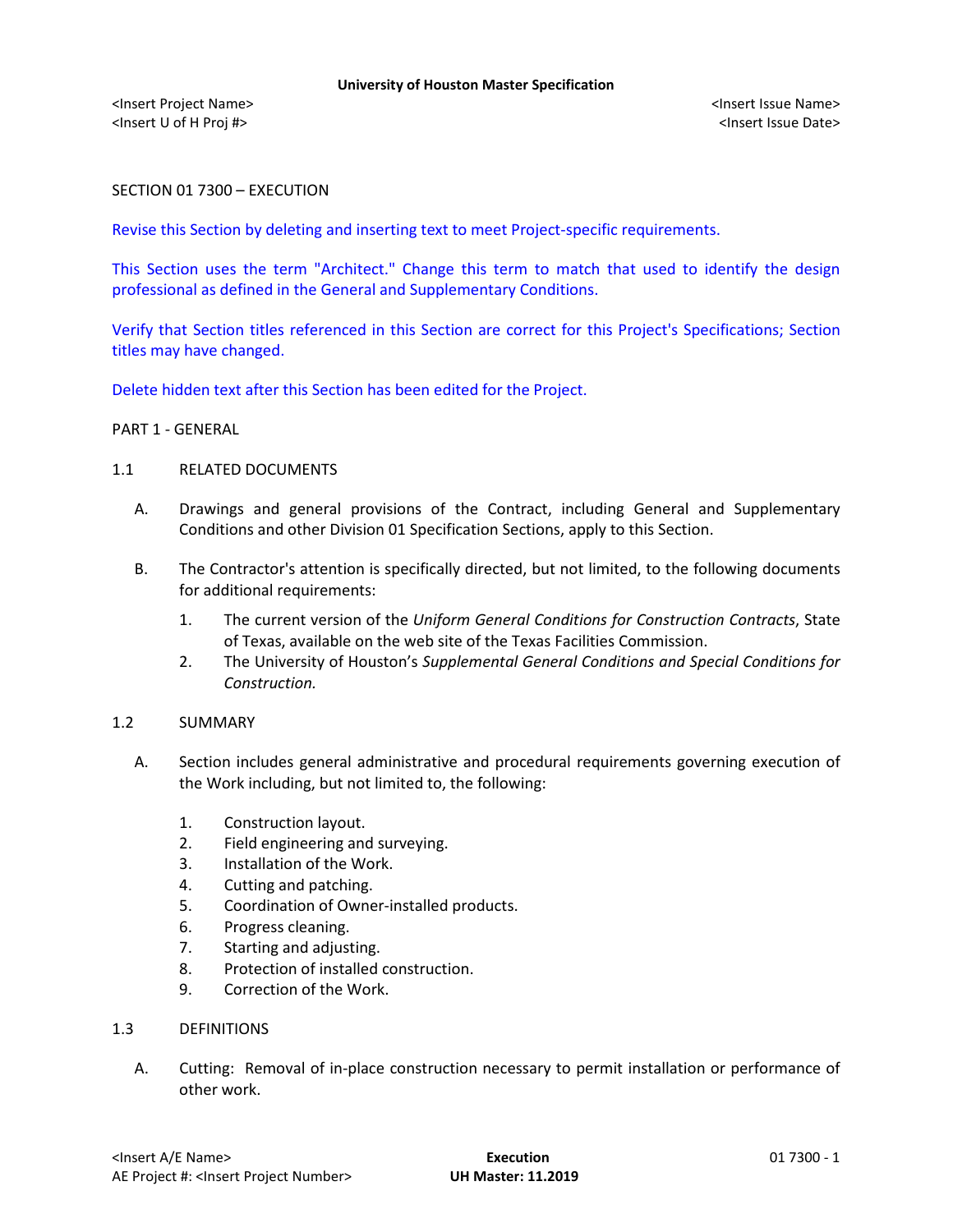**University of Houston Master Specification**

<Insert Project Name>
<Insert U of H Proj #>

<Insert Issue Name>
<Insert Issue Date>

# SECTION 01 7300 – EXECUTION

Revise this Section by deleting and inserting text to meet Project-specific requirements.

This Section uses the term "Architect." Change this term to match that used to identify the design professional as defined in the General and Supplementary Conditions.

Verify that Section titles referenced in this Section are correct for this Project's Specifications; Section titles may have changed.

Delete hidden text after this Section has been edited for the Project.

## PART 1 - GENERAL

### 1.1 RELATED DOCUMENTS

A. Drawings and general provisions of the Contract, including General and Supplementary Conditions and other Division 01 Specification Sections, apply to this Section.

B. The Contractor's attention is specifically directed, but not limited, to the following documents for additional requirements:

1. The current version of the *Uniform General Conditions for Construction Contracts*, State of Texas, available on the web site of the Texas Facilities Commission.
2. The University of Houston's *Supplemental General Conditions and Special Conditions for Construction.*

### 1.2 SUMMARY

A. Section includes general administrative and procedural requirements governing execution of the Work including, but not limited to, the following:

1. Construction layout.
2. Field engineering and surveying.
3. Installation of the Work.
4. Cutting and patching.
5. Coordination of Owner-installed products.
6. Progress cleaning.
7. Starting and adjusting.
8. Protection of installed construction.
9. Correction of the Work.

### 1.3 DEFINITIONS

A. Cutting: Removal of in-place construction necessary to permit installation or performance of other work.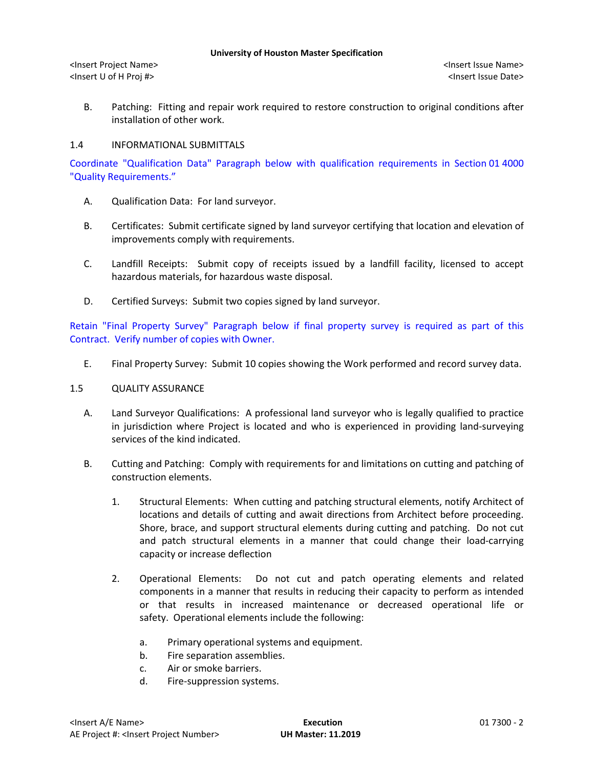B. Patching: Fitting and repair work required to restore construction to original conditions after installation of other work.

## 1.4 INFORMATIONAL SUBMITTALS

Coordinate "Qualification Data" Paragraph below with qualification requirements in Section 01 4000 "Quality Requirements."

A. Qualification Data: For land surveyor.

B. Certificates: Submit certificate signed by land surveyor certifying that location and elevation of improvements comply with requirements.

C. Landfill Receipts: Submit copy of receipts issued by a landfill facility, licensed to accept hazardous materials, for hazardous waste disposal.

D. Certified Surveys: Submit two copies signed by land surveyor.

Retain "Final Property Survey" Paragraph below if final property survey is required as part of this Contract. Verify number of copies with Owner.

E. Final Property Survey: Submit 10 copies showing the Work performed and record survey data.

## 1.5 QUALITY ASSURANCE

A. Land Surveyor Qualifications: A professional land surveyor who is legally qualified to practice in jurisdiction where Project is located and who is experienced in providing land-surveying services of the kind indicated.

B. Cutting and Patching: Comply with requirements for and limitations on cutting and patching of construction elements.

1. Structural Elements: When cutting and patching structural elements, notify Architect of locations and details of cutting and await directions from Architect before proceeding. Shore, brace, and support structural elements during cutting and patching. Do not cut and patch structural elements in a manner that could change their load-carrying capacity or increase deflection

2. Operational Elements: Do not cut and patch operating elements and related components in a manner that results in reducing their capacity to perform as intended or that results in increased maintenance or decreased operational life or safety. Operational elements include the following:

   a. Primary operational systems and equipment.
   b. Fire separation assemblies.
   c. Air or smoke barriers.
   d. Fire-suppression systems.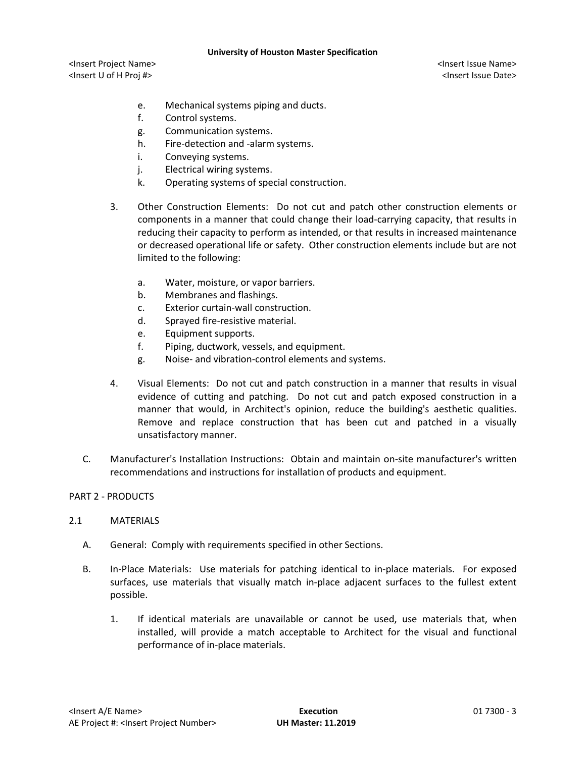e. Mechanical systems piping and ducts.
f. Control systems.
g. Communication systems.
h. Fire-detection and -alarm systems.
i. Conveying systems.
j. Electrical wiring systems.
k. Operating systems of special construction.

3. Other Construction Elements: Do not cut and patch other construction elements or components in a manner that could change their load-carrying capacity, that results in reducing their capacity to perform as intended, or that results in increased maintenance or decreased operational life or safety. Other construction elements include but are not limited to the following:

   a. Water, moisture, or vapor barriers.
   b. Membranes and flashings.
   c. Exterior curtain-wall construction.
   d. Sprayed fire-resistive material.
   e. Equipment supports.
   f. Piping, ductwork, vessels, and equipment.
   g. Noise- and vibration-control elements and systems.

4. Visual Elements: Do not cut and patch construction in a manner that results in visual evidence of cutting and patching. Do not cut and patch exposed construction in a manner that would, in Architect's opinion, reduce the building's aesthetic qualities. Remove and replace construction that has been cut and patched in a visually unsatisfactory manner.

C. Manufacturer's Installation Instructions: Obtain and maintain on-site manufacturer's written recommendations and instructions for installation of products and equipment.

## PART 2 - PRODUCTS

### 2.1 MATERIALS

A. General: Comply with requirements specified in other Sections.

B. In-Place Materials: Use materials for patching identical to in-place materials. For exposed surfaces, use materials that visually match in-place adjacent surfaces to the fullest extent possible.

   1. If identical materials are unavailable or cannot be used, use materials that, when installed, will provide a match acceptable to Architect for the visual and functional performance of in-place materials.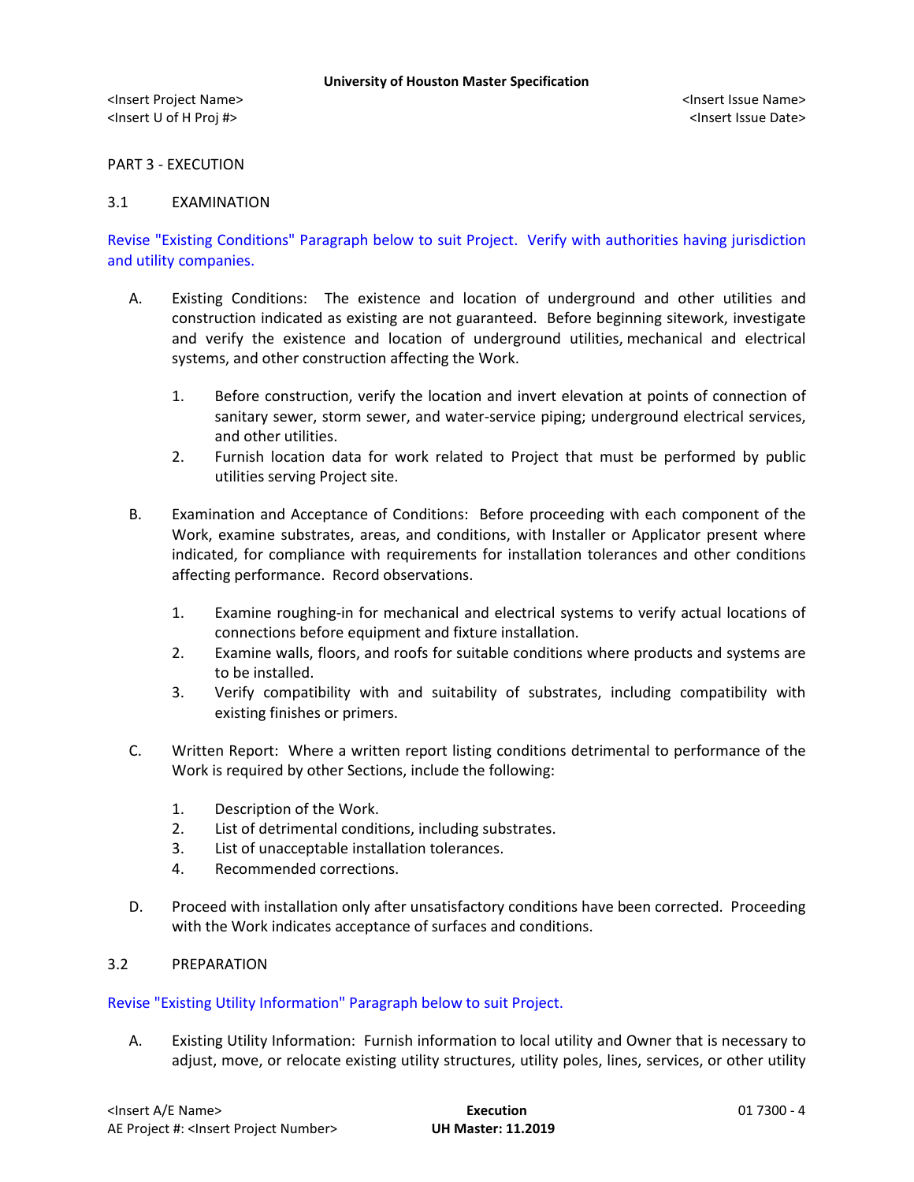## PART 3 - EXECUTION

### 3.1 EXAMINATION

Revise "Existing Conditions" Paragraph below to suit Project. Verify with authorities having jurisdiction and utility companies.

A. Existing Conditions: The existence and location of underground and other utilities and construction indicated as existing are not guaranteed. Before beginning sitework, investigate and verify the existence and location of underground utilities, mechanical and electrical systems, and other construction affecting the Work.

1. Before construction, verify the location and invert elevation at points of connection of sanitary sewer, storm sewer, and water-service piping; underground electrical services, and other utilities.
2. Furnish location data for work related to Project that must be performed by public utilities serving Project site.

B. Examination and Acceptance of Conditions: Before proceeding with each component of the Work, examine substrates, areas, and conditions, with Installer or Applicator present where indicated, for compliance with requirements for installation tolerances and other conditions affecting performance. Record observations.

1. Examine roughing-in for mechanical and electrical systems to verify actual locations of connections before equipment and fixture installation.
2. Examine walls, floors, and roofs for suitable conditions where products and systems are to be installed.
3. Verify compatibility with and suitability of substrates, including compatibility with existing finishes or primers.

C. Written Report: Where a written report listing conditions detrimental to performance of the Work is required by other Sections, include the following:

1. Description of the Work.
2. List of detrimental conditions, including substrates.
3. List of unacceptable installation tolerances.
4. Recommended corrections.

D. Proceed with installation only after unsatisfactory conditions have been corrected. Proceeding with the Work indicates acceptance of surfaces and conditions.

### 3.2 PREPARATION

Revise "Existing Utility Information" Paragraph below to suit Project.

A. Existing Utility Information: Furnish information to local utility and Owner that is necessary to adjust, move, or relocate existing utility structures, utility poles, lines, services, or other utility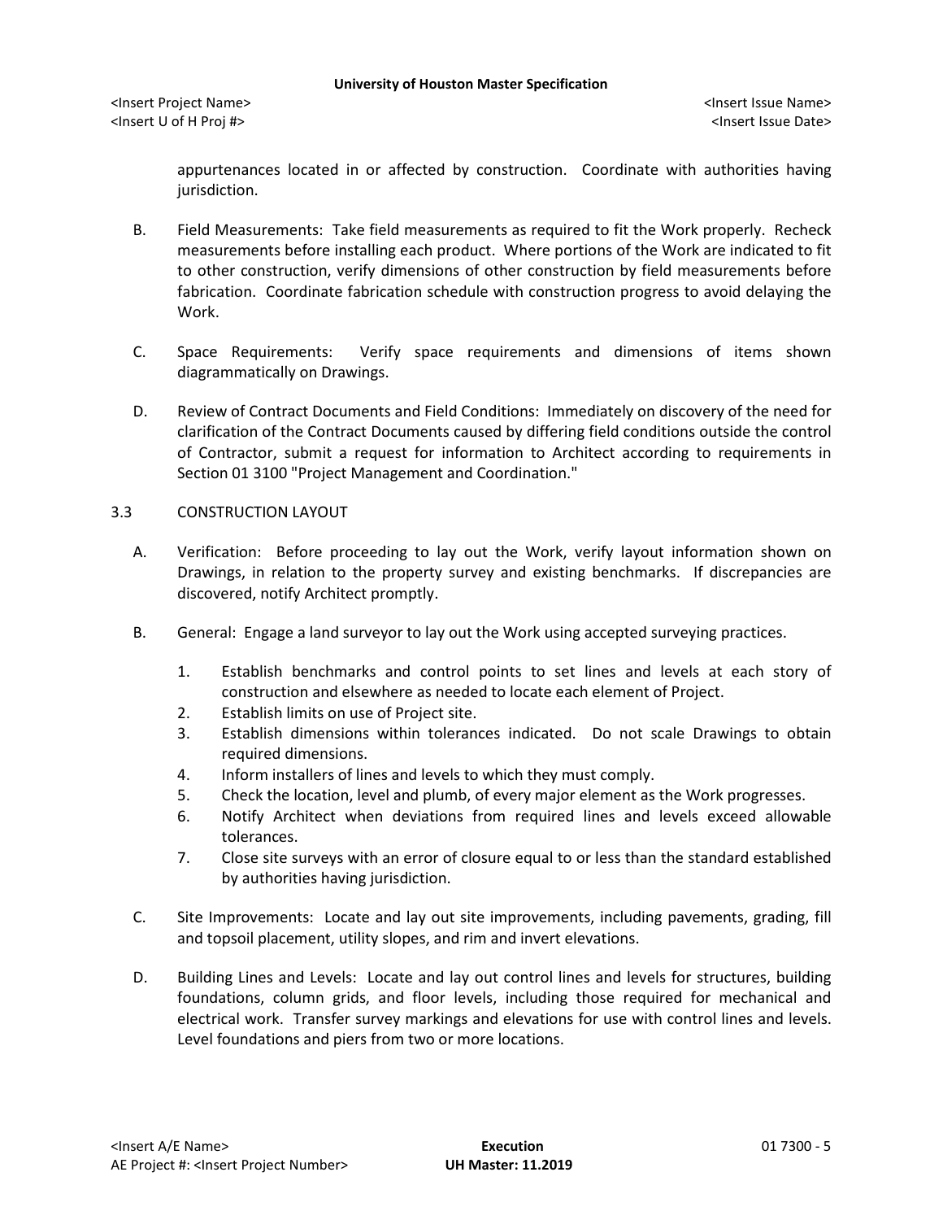appurtenances located in or affected by construction. Coordinate with authorities having jurisdiction.

B. Field Measurements: Take field measurements as required to fit the Work properly. Recheck measurements before installing each product. Where portions of the Work are indicated to fit to other construction, verify dimensions of other construction by field measurements before fabrication. Coordinate fabrication schedule with construction progress to avoid delaying the Work.

C. Space Requirements: Verify space requirements and dimensions of items shown diagrammatically on Drawings.

D. Review of Contract Documents and Field Conditions: Immediately on discovery of the need for clarification of the Contract Documents caused by differing field conditions outside the control of Contractor, submit a request for information to Architect according to requirements in Section 01 3100 "Project Management and Coordination."

## 3.3 CONSTRUCTION LAYOUT

A. Verification: Before proceeding to lay out the Work, verify layout information shown on Drawings, in relation to the property survey and existing benchmarks. If discrepancies are discovered, notify Architect promptly.

B. General: Engage a land surveyor to lay out the Work using accepted surveying practices.

1. Establish benchmarks and control points to set lines and levels at each story of construction and elsewhere as needed to locate each element of Project.
2. Establish limits on use of Project site.
3. Establish dimensions within tolerances indicated. Do not scale Drawings to obtain required dimensions.
4. Inform installers of lines and levels to which they must comply.
5. Check the location, level and plumb, of every major element as the Work progresses.
6. Notify Architect when deviations from required lines and levels exceed allowable tolerances.
7. Close site surveys with an error of closure equal to or less than the standard established by authorities having jurisdiction.

C. Site Improvements: Locate and lay out site improvements, including pavements, grading, fill and topsoil placement, utility slopes, and rim and invert elevations.

D. Building Lines and Levels: Locate and lay out control lines and levels for structures, building foundations, column grids, and floor levels, including those required for mechanical and electrical work. Transfer survey markings and elevations for use with control lines and levels. Level foundations and piers from two or more locations.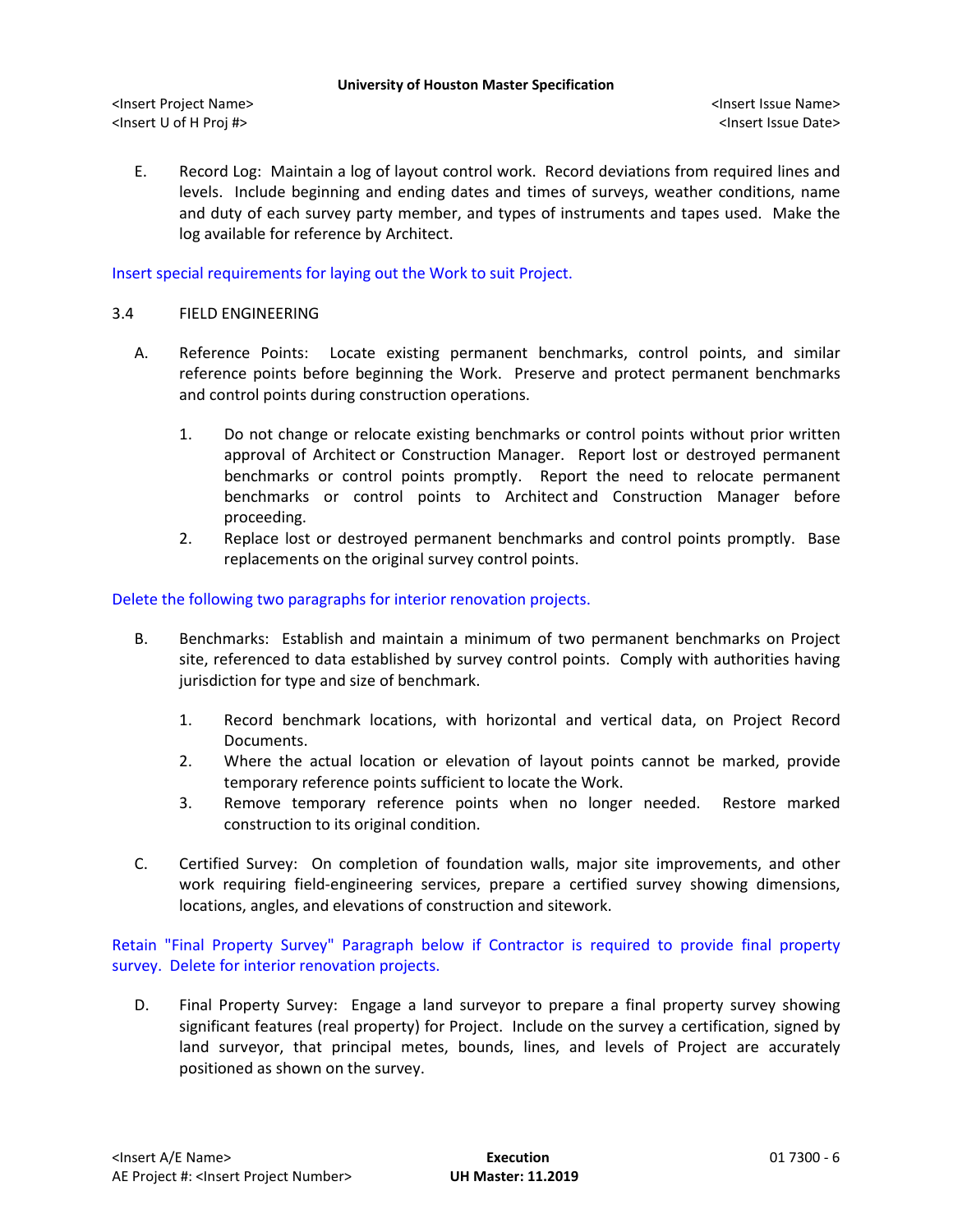E. Record Log: Maintain a log of layout control work. Record deviations from required lines and levels. Include beginning and ending dates and times of surveys, weather conditions, name and duty of each survey party member, and types of instruments and tapes used. Make the log available for reference by Architect.

Insert special requirements for laying out the Work to suit Project.

### 3.4 FIELD ENGINEERING

A. Reference Points: Locate existing permanent benchmarks, control points, and similar reference points before beginning the Work. Preserve and protect permanent benchmarks and control points during construction operations.

1. Do not change or relocate existing benchmarks or control points without prior written approval of Architect or Construction Manager. Report lost or destroyed permanent benchmarks or control points promptly. Report the need to relocate permanent benchmarks or control points to Architect and Construction Manager before proceeding.
2. Replace lost or destroyed permanent benchmarks and control points promptly. Base replacements on the original survey control points.

Delete the following two paragraphs for interior renovation projects.

B. Benchmarks: Establish and maintain a minimum of two permanent benchmarks on Project site, referenced to data established by survey control points. Comply with authorities having jurisdiction for type and size of benchmark.

1. Record benchmark locations, with horizontal and vertical data, on Project Record Documents.
2. Where the actual location or elevation of layout points cannot be marked, provide temporary reference points sufficient to locate the Work.
3. Remove temporary reference points when no longer needed. Restore marked construction to its original condition.

C. Certified Survey: On completion of foundation walls, major site improvements, and other work requiring field-engineering services, prepare a certified survey showing dimensions, locations, angles, and elevations of construction and sitework.

Retain "Final Property Survey" Paragraph below if Contractor is required to provide final property survey. Delete for interior renovation projects.

D. Final Property Survey: Engage a land surveyor to prepare a final property survey showing significant features (real property) for Project. Include on the survey a certification, signed by land surveyor, that principal metes, bounds, lines, and levels of Project are accurately positioned as shown on the survey.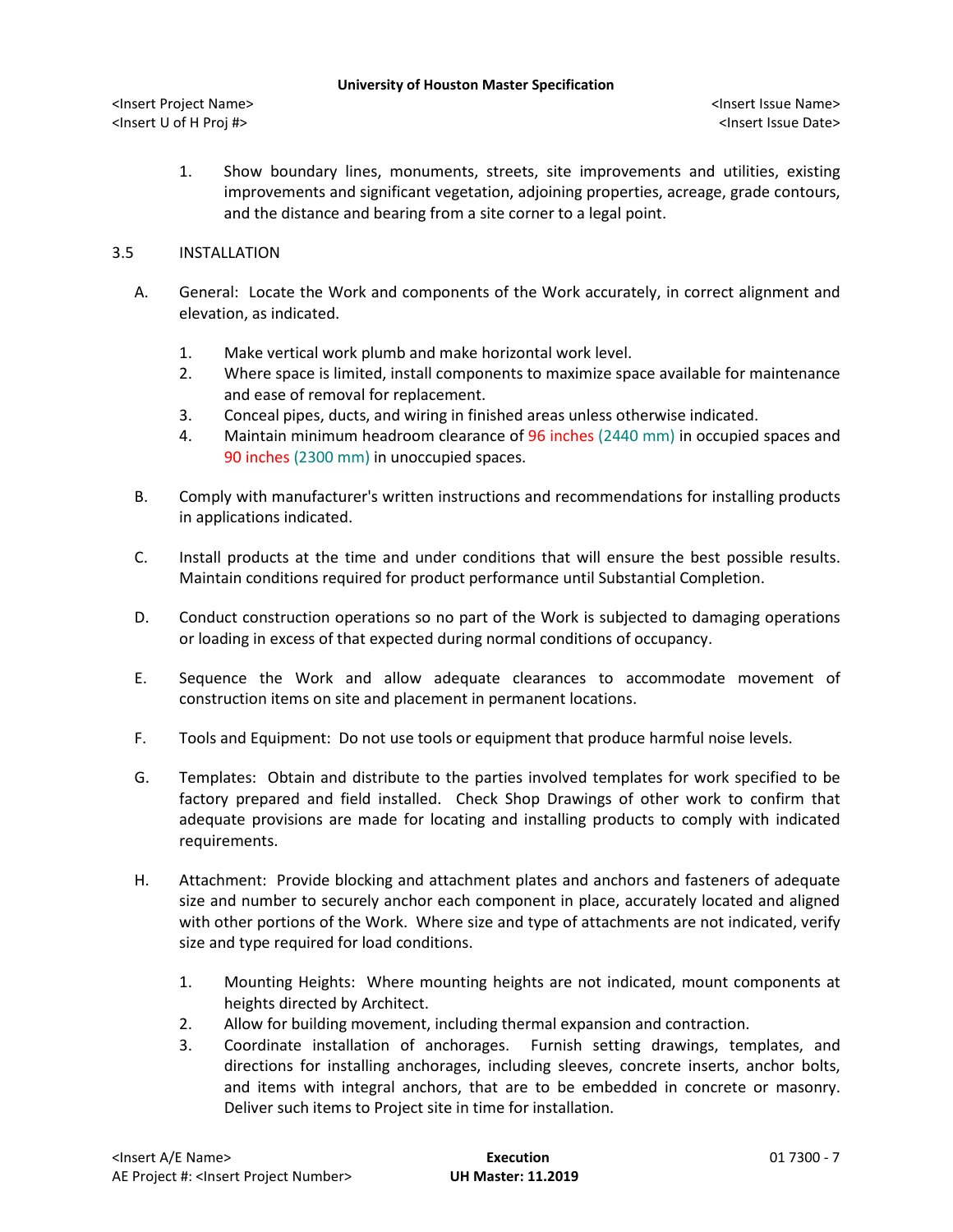1. Show boundary lines, monuments, streets, site improvements and utilities, existing improvements and significant vegetation, adjoining properties, acreage, grade contours, and the distance and bearing from a site corner to a legal point.

3.5 INSTALLATION

A. General: Locate the Work and components of the Work accurately, in correct alignment and elevation, as indicated.

   1. Make vertical work plumb and make horizontal work level.
   2. Where space is limited, install components to maximize space available for maintenance and ease of removal for replacement.
   3. Conceal pipes, ducts, and wiring in finished areas unless otherwise indicated.
   4. Maintain minimum headroom clearance of 96 inches (2440 mm) in occupied spaces and 90 inches (2300 mm) in unoccupied spaces.

B. Comply with manufacturer's written instructions and recommendations for installing products in applications indicated.

C. Install products at the time and under conditions that will ensure the best possible results. Maintain conditions required for product performance until Substantial Completion.

D. Conduct construction operations so no part of the Work is subjected to damaging operations or loading in excess of that expected during normal conditions of occupancy.

E. Sequence the Work and allow adequate clearances to accommodate movement of construction items on site and placement in permanent locations.

F. Tools and Equipment: Do not use tools or equipment that produce harmful noise levels.

G. Templates: Obtain and distribute to the parties involved templates for work specified to be factory prepared and field installed. Check Shop Drawings of other work to confirm that adequate provisions are made for locating and installing products to comply with indicated requirements.

H. Attachment: Provide blocking and attachment plates and anchors and fasteners of adequate size and number to securely anchor each component in place, accurately located and aligned with other portions of the Work. Where size and type of attachments are not indicated, verify size and type required for load conditions.

   1. Mounting Heights: Where mounting heights are not indicated, mount components at heights directed by Architect.
   2. Allow for building movement, including thermal expansion and contraction.
   3. Coordinate installation of anchorages. Furnish setting drawings, templates, and directions for installing anchorages, including sleeves, concrete inserts, anchor bolts, and items with integral anchors, that are to be embedded in concrete or masonry. Deliver such items to Project site in time for installation.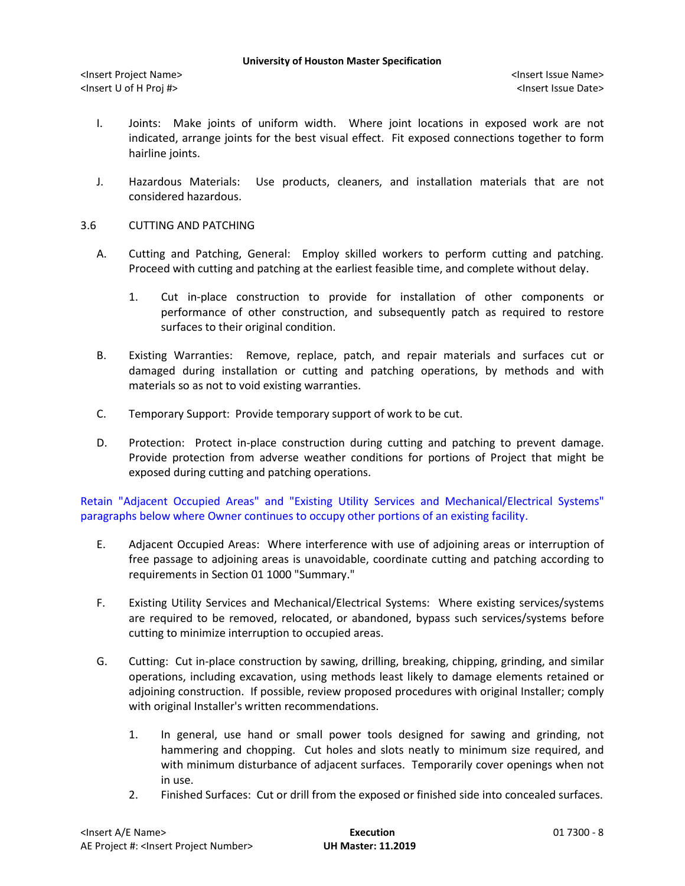I. Joints: Make joints of uniform width. Where joint locations in exposed work are not indicated, arrange joints for the best visual effect. Fit exposed connections together to form hairline joints.

J. Hazardous Materials: Use products, cleaners, and installation materials that are not considered hazardous.

## 3.6 CUTTING AND PATCHING

A. Cutting and Patching, General: Employ skilled workers to perform cutting and patching. Proceed with cutting and patching at the earliest feasible time, and complete without delay.

1. Cut in-place construction to provide for installation of other components or performance of other construction, and subsequently patch as required to restore surfaces to their original condition.

B. Existing Warranties: Remove, replace, patch, and repair materials and surfaces cut or damaged during installation or cutting and patching operations, by methods and with materials so as not to void existing warranties.

C. Temporary Support: Provide temporary support of work to be cut.

D. Protection: Protect in-place construction during cutting and patching to prevent damage. Provide protection from adverse weather conditions for portions of Project that might be exposed during cutting and patching operations.

Retain "Adjacent Occupied Areas" and "Existing Utility Services and Mechanical/Electrical Systems" paragraphs below where Owner continues to occupy other portions of an existing facility.

E. Adjacent Occupied Areas: Where interference with use of adjoining areas or interruption of free passage to adjoining areas is unavoidable, coordinate cutting and patching according to requirements in Section 01 1000 "Summary."

F. Existing Utility Services and Mechanical/Electrical Systems: Where existing services/systems are required to be removed, relocated, or abandoned, bypass such services/systems before cutting to minimize interruption to occupied areas.

G. Cutting: Cut in-place construction by sawing, drilling, breaking, chipping, grinding, and similar operations, including excavation, using methods least likely to damage elements retained or adjoining construction. If possible, review proposed procedures with original Installer; comply with original Installer's written recommendations.

1. In general, use hand or small power tools designed for sawing and grinding, not hammering and chopping. Cut holes and slots neatly to minimum size required, and with minimum disturbance of adjacent surfaces. Temporarily cover openings when not in use.
2. Finished Surfaces: Cut or drill from the exposed or finished side into concealed surfaces.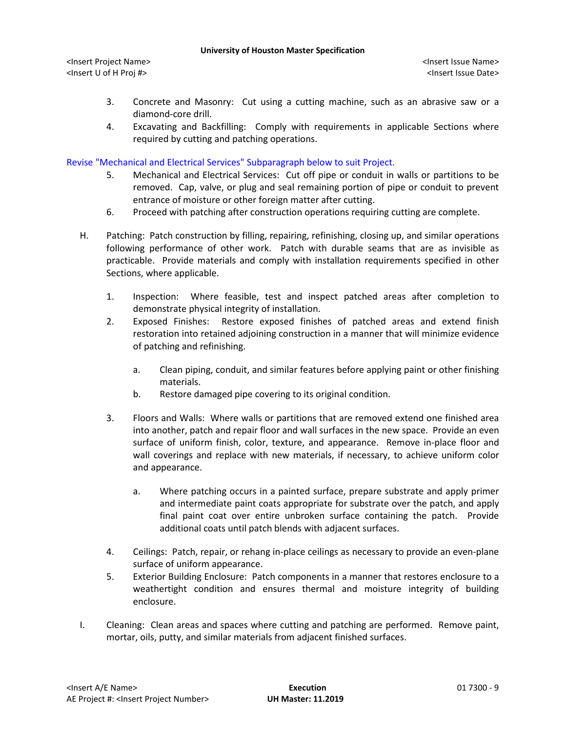3. Concrete and Masonry: Cut using a cutting machine, such as an abrasive saw or a diamond-core drill.
4. Excavating and Backfilling: Comply with requirements in applicable Sections where required by cutting and patching operations.

Revise "Mechanical and Electrical Services" Subparagraph below to suit Project.

5. Mechanical and Electrical Services: Cut off pipe or conduit in walls or partitions to be removed. Cap, valve, or plug and seal remaining portion of pipe or conduit to prevent entrance of moisture or other foreign matter after cutting.
6. Proceed with patching after construction operations requiring cutting are complete.

H. Patching: Patch construction by filling, repairing, refinishing, closing up, and similar operations following performance of other work. Patch with durable seams that are as invisible as practicable. Provide materials and comply with installation requirements specified in other Sections, where applicable.

1. Inspection: Where feasible, test and inspect patched areas after completion to demonstrate physical integrity of installation.
2. Exposed Finishes: Restore exposed finishes of patched areas and extend finish restoration into retained adjoining construction in a manner that will minimize evidence of patching and refinishing.

   a. Clean piping, conduit, and similar features before applying paint or other finishing materials.
   b. Restore damaged pipe covering to its original condition.

3. Floors and Walls: Where walls or partitions that are removed extend one finished area into another, patch and repair floor and wall surfaces in the new space. Provide an even surface of uniform finish, color, texture, and appearance. Remove in-place floor and wall coverings and replace with new materials, if necessary, to achieve uniform color and appearance.

   a. Where patching occurs in a painted surface, prepare substrate and apply primer and intermediate paint coats appropriate for substrate over the patch, and apply final paint coat over entire unbroken surface containing the patch. Provide additional coats until patch blends with adjacent surfaces.

4. Ceilings: Patch, repair, or rehang in-place ceilings as necessary to provide an even-plane surface of uniform appearance.
5. Exterior Building Enclosure: Patch components in a manner that restores enclosure to a weathertight condition and ensures thermal and moisture integrity of building enclosure.

I. Cleaning: Clean areas and spaces where cutting and patching are performed. Remove paint, mortar, oils, putty, and similar materials from adjacent finished surfaces.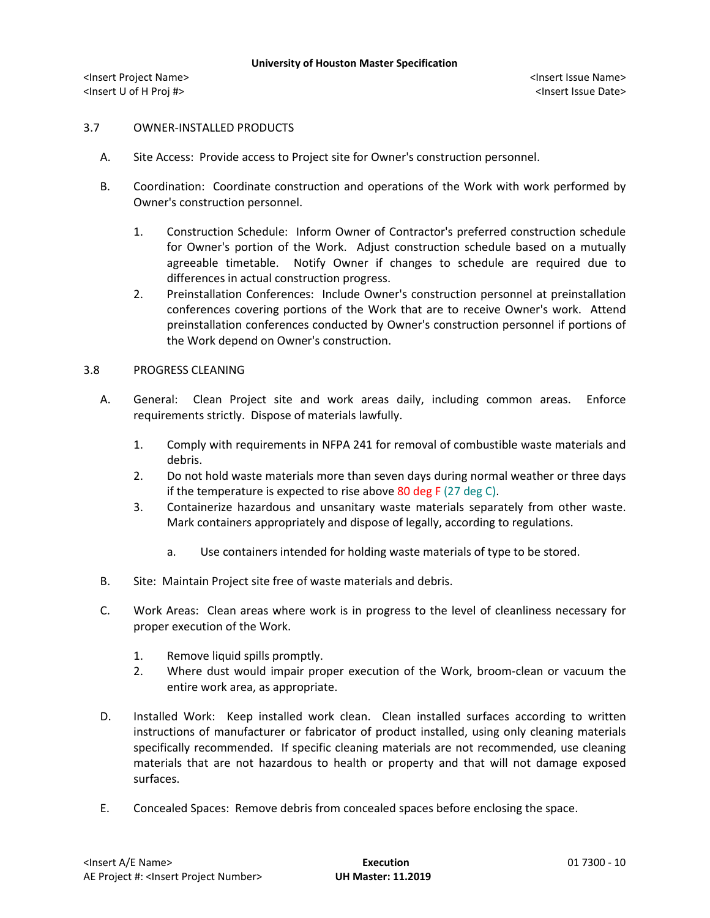3.7 OWNER-INSTALLED PRODUCTS

A. Site Access: Provide access to Project site for Owner's construction personnel.

B. Coordination: Coordinate construction and operations of the Work with work performed by Owner's construction personnel.

1. Construction Schedule: Inform Owner of Contractor's preferred construction schedule for Owner's portion of the Work. Adjust construction schedule based on a mutually agreeable timetable. Notify Owner if changes to schedule are required due to differences in actual construction progress.
2. Preinstallation Conferences: Include Owner's construction personnel at preinstallation conferences covering portions of the Work that are to receive Owner's work. Attend preinstallation conferences conducted by Owner's construction personnel if portions of the Work depend on Owner's construction.

3.8 PROGRESS CLEANING

A. General: Clean Project site and work areas daily, including common areas. Enforce requirements strictly. Dispose of materials lawfully.

1. Comply with requirements in NFPA 241 for removal of combustible waste materials and debris.
2. Do not hold waste materials more than seven days during normal weather or three days if the temperature is expected to rise above 80 deg F (27 deg C).
3. Containerize hazardous and unsanitary waste materials separately from other waste. Mark containers appropriately and dispose of legally, according to regulations.

    a. Use containers intended for holding waste materials of type to be stored.

B. Site: Maintain Project site free of waste materials and debris.

C. Work Areas: Clean areas where work is in progress to the level of cleanliness necessary for proper execution of the Work.

1. Remove liquid spills promptly.
2. Where dust would impair proper execution of the Work, broom-clean or vacuum the entire work area, as appropriate.

D. Installed Work: Keep installed work clean. Clean installed surfaces according to written instructions of manufacturer or fabricator of product installed, using only cleaning materials specifically recommended. If specific cleaning materials are not recommended, use cleaning materials that are not hazardous to health or property and that will not damage exposed surfaces.

E. Concealed Spaces: Remove debris from concealed spaces before enclosing the space.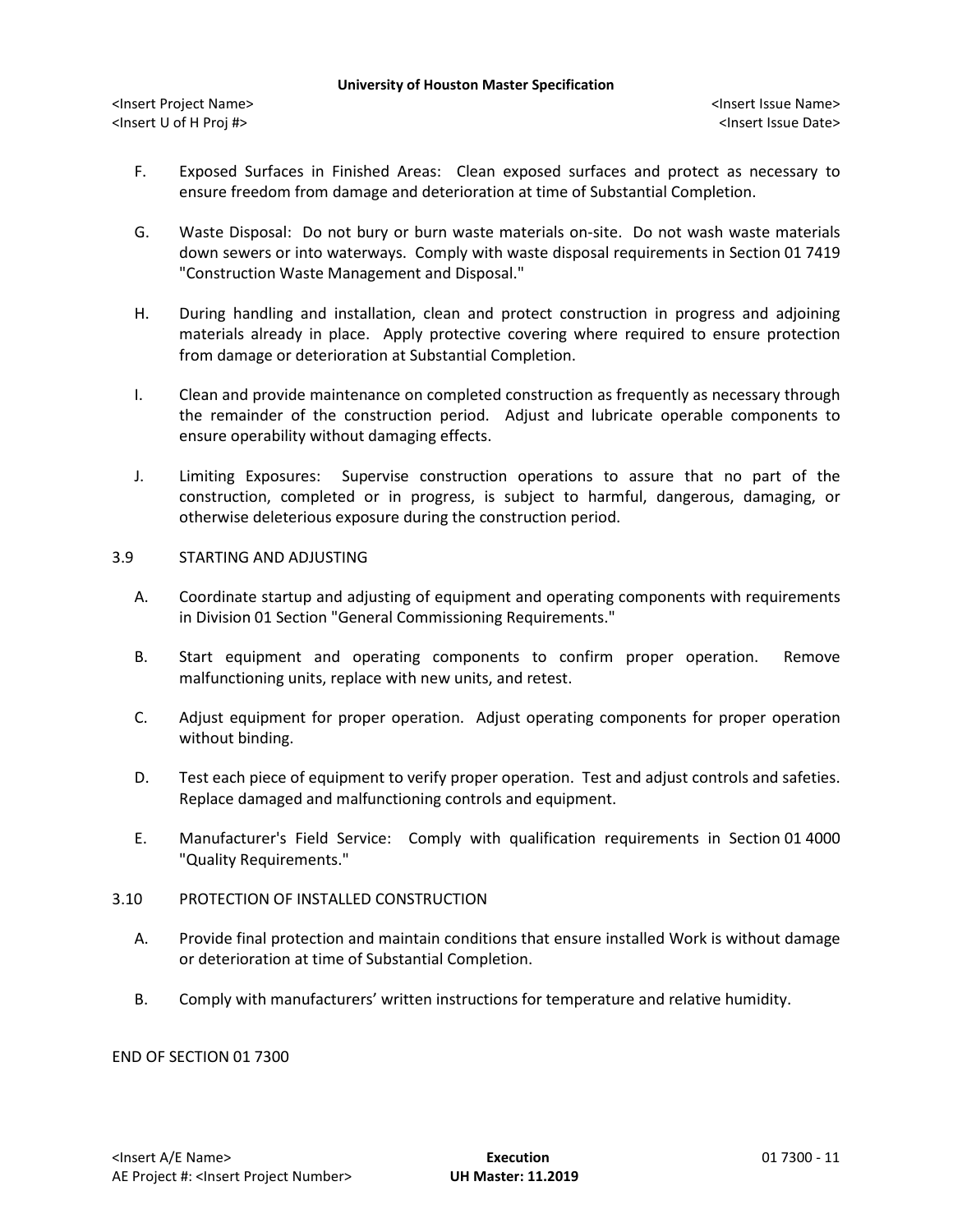F. Exposed Surfaces in Finished Areas: Clean exposed surfaces and protect as necessary to ensure freedom from damage and deterioration at time of Substantial Completion.

G. Waste Disposal: Do not bury or burn waste materials on-site. Do not wash waste materials down sewers or into waterways. Comply with waste disposal requirements in Section 01 7419 "Construction Waste Management and Disposal."

H. During handling and installation, clean and protect construction in progress and adjoining materials already in place. Apply protective covering where required to ensure protection from damage or deterioration at Substantial Completion.

I. Clean and provide maintenance on completed construction as frequently as necessary through the remainder of the construction period. Adjust and lubricate operable components to ensure operability without damaging effects.

J. Limiting Exposures: Supervise construction operations to assure that no part of the construction, completed or in progress, is subject to harmful, dangerous, damaging, or otherwise deleterious exposure during the construction period.

## 3.9 STARTING AND ADJUSTING

A. Coordinate startup and adjusting of equipment and operating components with requirements in Division 01 Section "General Commissioning Requirements."

B. Start equipment and operating components to confirm proper operation. Remove malfunctioning units, replace with new units, and retest.

C. Adjust equipment for proper operation. Adjust operating components for proper operation without binding.

D. Test each piece of equipment to verify proper operation. Test and adjust controls and safeties. Replace damaged and malfunctioning controls and equipment.

E. Manufacturer's Field Service: Comply with qualification requirements in Section 01 4000 "Quality Requirements."

## 3.10 PROTECTION OF INSTALLED CONSTRUCTION

A. Provide final protection and maintain conditions that ensure installed Work is without damage or deterioration at time of Substantial Completion.

B. Comply with manufacturers' written instructions for temperature and relative humidity.

END OF SECTION 01 7300